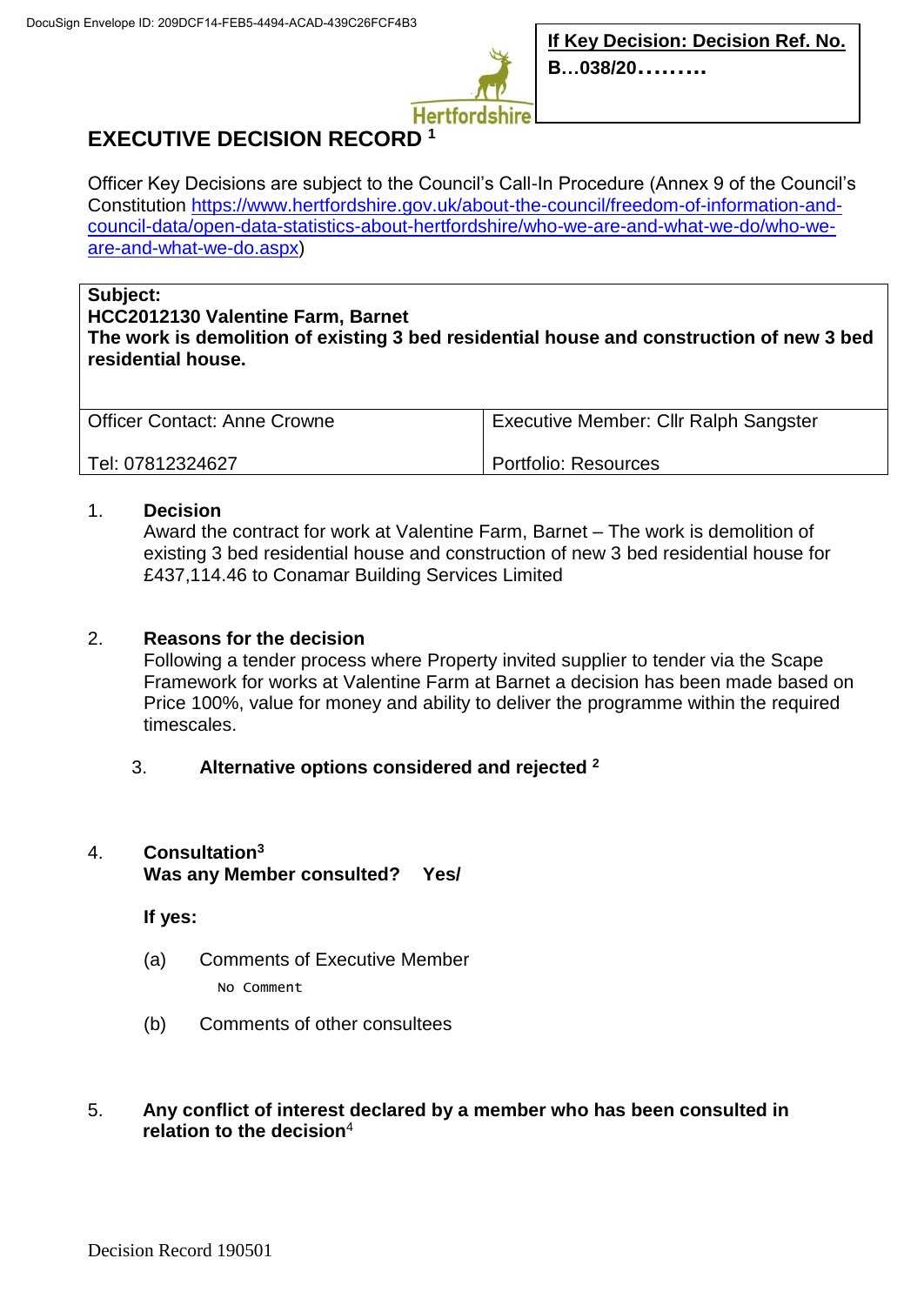**If Key Decision: Decision Ref. No.**
**B…038/20………**

# EXECUTIVE DECISION RECORD [1]

Officer Key Decisions are subject to the Council's Call-In Procedure (Annex 9 of the Council's Constitution https://www.hertfordshire.gov.uk/about-the-council/freedom-of-information-and-council-data/open-data-statistics-about-hertfordshire/who-we-are-and-what-we-do/who-we-are-and-what-we-do.aspx)

| **Subject:**<br>**HCC2012130 Valentine Farm, Barnet**<br>**The work is demolition of existing 3 bed residential house and construction of new 3 bed residential house.** | |
|---|---|
| Officer Contact: Anne Crowne<br><br>Tel: 07812324627 | Executive Member: Cllr Ralph Sangster<br><br>Portfolio: Resources |

1. **Decision**
   Award the contract for work at Valentine Farm, Barnet – The work is demolition of existing 3 bed residential house and construction of new 3 bed residential house for £437,114.46 to Conamar Building Services Limited

2. **Reasons for the decision**
   Following a tender process where Property invited supplier to tender via the Scape Framework for works at Valentine Farm at Barnet a decision has been made based on Price 100%, value for money and ability to deliver the programme within the required timescales.

3. **Alternative options considered and rejected** [2]

4. **Consultation**[3]
   **Was any Member consulted? Yes/**

   **If yes:**

   (a) Comments of Executive Member

   ```
   No Comment
   ```

   (b) Comments of other consultees

5. **Any conflict of interest declared by a member who has been consulted in relation to the decision**[4]

Decision Record 190501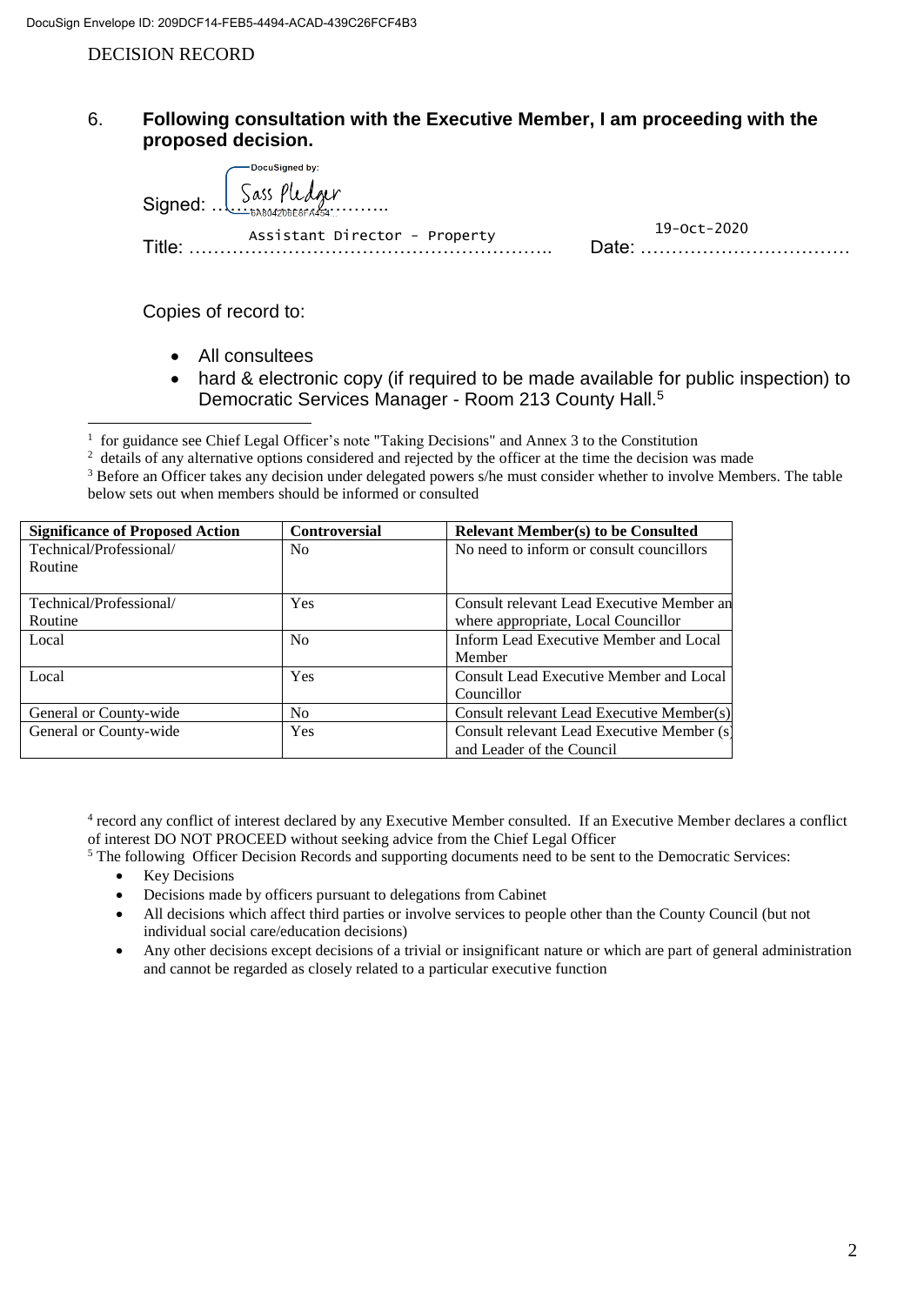DocuSign Envelope ID: 209DCF14-FEB5-4494-ACAD-439C26FCF4B3

DECISION RECORD

6. **Following consultation with the Executive Member, I am proceeding with the proposed decision.**

DocuSigned by:

Signed: Sass Pledger ……….
6A804206E8F7454…

Title: Assistant Director - Property Date: 19-Oct-2020

Copies of record to:

- All consultees
- hard & electronic copy (if required to be made available for public inspection) to Democratic Services Manager - Room 213 County Hall.[5]

[1] for guidance see Chief Legal Officer's note "Taking Decisions" and Annex 3 to the Constitution

[2] details of any alternative options considered and rejected by the officer at the time the decision was made

[3] Before an Officer takes any decision under delegated powers s/he must consider whether to involve Members. The table below sets out when members should be informed or consulted

| Significance of Proposed Action | Controversial | Relevant Member(s) to be Consulted |
|---|---|---|
| Technical/Professional/ Routine | No | No need to inform or consult councillors |
| Technical/Professional/ Routine | Yes | Consult relevant Lead Executive Member an where appropriate, Local Councillor |
| Local | No | Inform Lead Executive Member and Local Member |
| Local | Yes | Consult Lead Executive Member and Local Councillor |
| General or County-wide | No | Consult relevant Lead Executive Member(s) |
| General or County-wide | Yes | Consult relevant Lead Executive Member (s) and Leader of the Council |

[4] record any conflict of interest declared by any Executive Member consulted. If an Executive Member declares a conflict of interest DO NOT PROCEED without seeking advice from the Chief Legal Officer

[5] The following Officer Decision Records and supporting documents need to be sent to the Democratic Services:

- Key Decisions
- Decisions made by officers pursuant to delegations from Cabinet
- All decisions which affect third parties or involve services to people other than the County Council (but not individual social care/education decisions)
- Any other decisions except decisions of a trivial or insignificant nature or which are part of general administration and cannot be regarded as closely related to a particular executive function